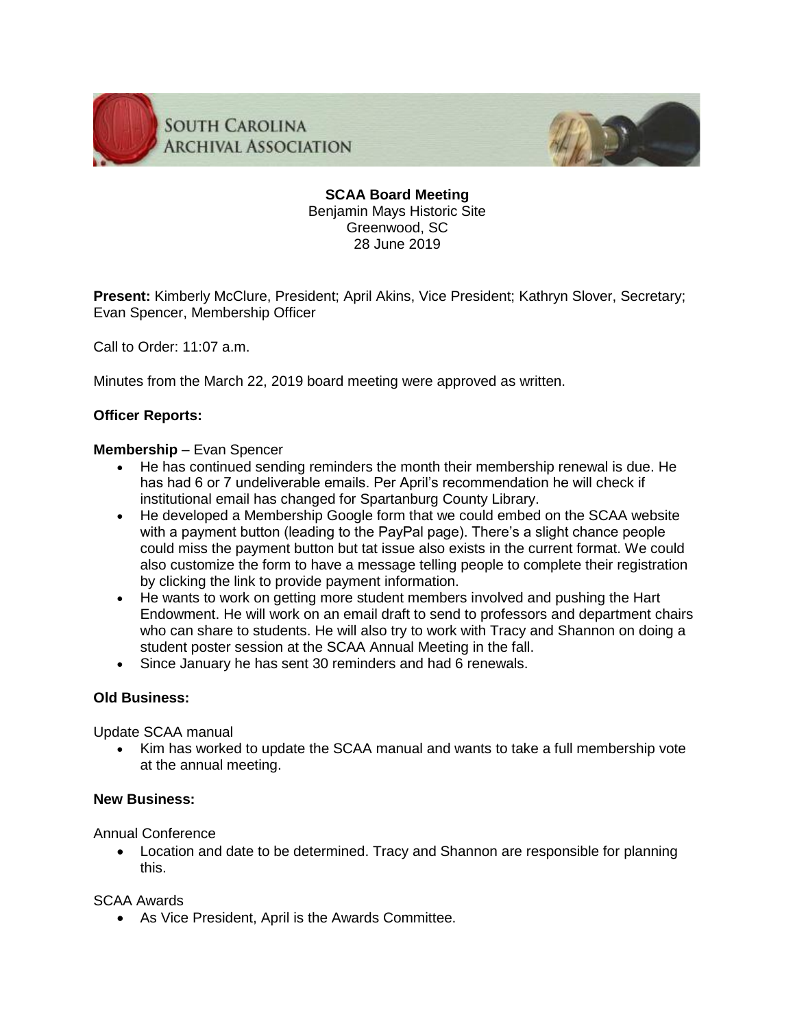SOUTH CAROLINA ARCHIVAL ASSOCIATION

**SCAA Board Meeting**
Benjamin Mays Historic Site
Greenwood, SC
28 June 2019

**Present:** Kimberly McClure, President; April Akins, Vice President; Kathryn Slover, Secretary; Evan Spencer, Membership Officer

Call to Order: 11:07 a.m.

Minutes from the March 22, 2019 board meeting were approved as written.

**Officer Reports:**

**Membership** – Evan Spencer

- He has continued sending reminders the month their membership renewal is due. He has had 6 or 7 undeliverable emails. Per April's recommendation he will check if institutional email has changed for Spartanburg County Library.
- He developed a Membership Google form that we could embed on the SCAA website with a payment button (leading to the PayPal page). There's a slight chance people could miss the payment button but tat issue also exists in the current format. We could also customize the form to have a message telling people to complete their registration by clicking the link to provide payment information.
- He wants to work on getting more student members involved and pushing the Hart Endowment. He will work on an email draft to send to professors and department chairs who can share to students. He will also try to work with Tracy and Shannon on doing a student poster session at the SCAA Annual Meeting in the fall.
- Since January he has sent 30 reminders and had 6 renewals.

**Old Business:**

Update SCAA manual

- Kim has worked to update the SCAA manual and wants to take a full membership vote at the annual meeting.

**New Business:**

Annual Conference

- Location and date to be determined. Tracy and Shannon are responsible for planning this.

SCAA Awards

- As Vice President, April is the Awards Committee.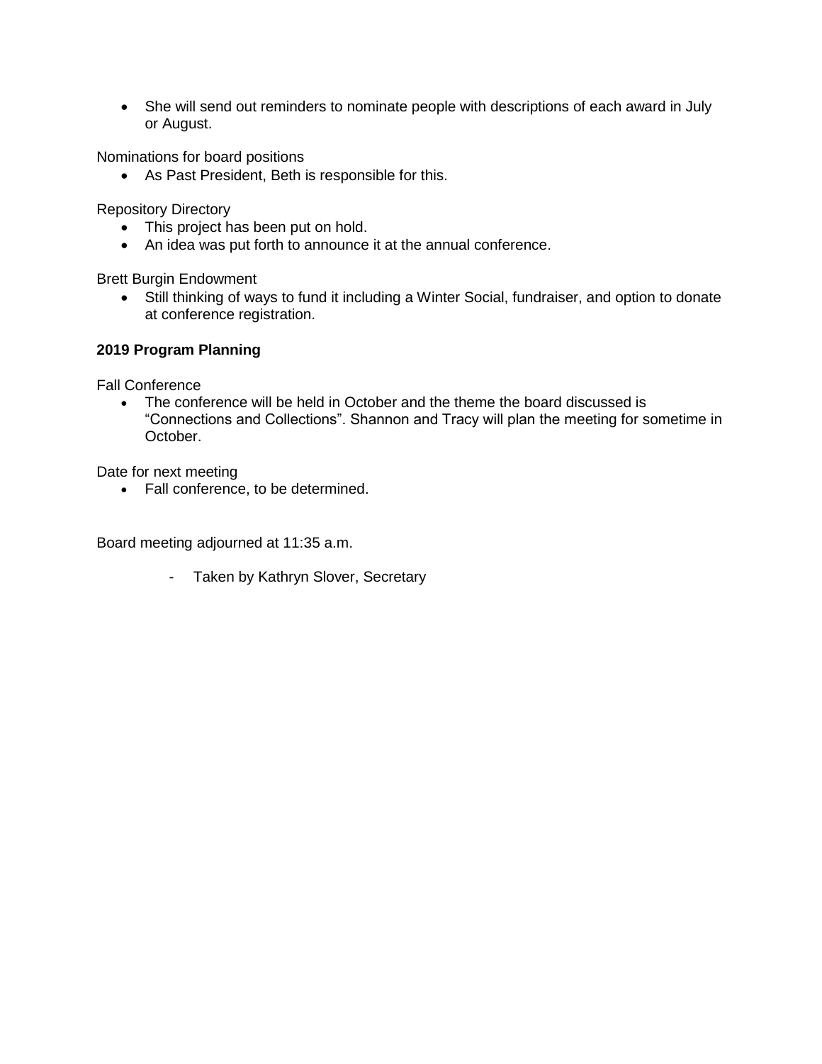- She will send out reminders to nominate people with descriptions of each award in July or August.

Nominations for board positions

- As Past President, Beth is responsible for this.

Repository Directory

- This project has been put on hold.
- An idea was put forth to announce it at the annual conference.

Brett Burgin Endowment

- Still thinking of ways to fund it including a Winter Social, fundraiser, and option to donate at conference registration.

**2019 Program Planning**

Fall Conference

- The conference will be held in October and the theme the board discussed is "Connections and Collections". Shannon and Tracy will plan the meeting for sometime in October.

Date for next meeting

- Fall conference, to be determined.

Board meeting adjourned at 11:35 a.m.

- Taken by Kathryn Slover, Secretary